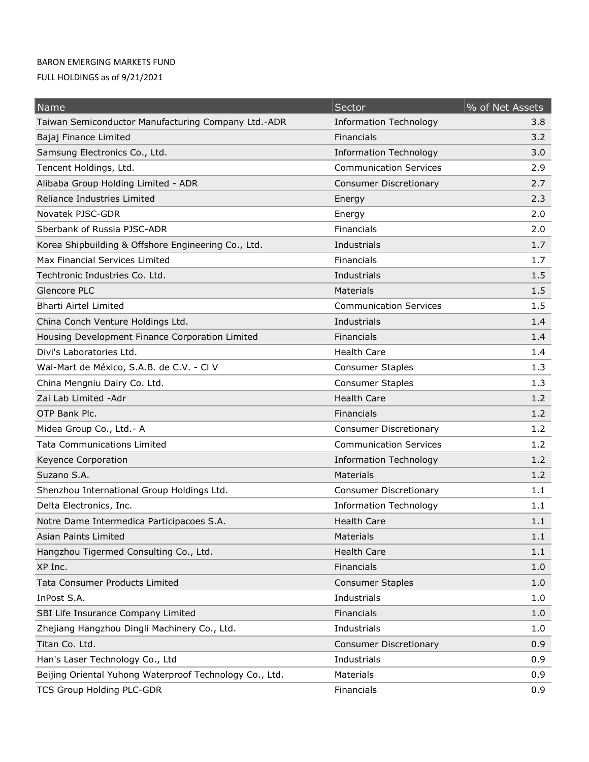BARON EMERGING MARKETS FUND

FULL HOLDINGS as of 9/21/2021

| Name | Sector | % of Net Assets |
|---|---|---|
| Taiwan Semiconductor Manufacturing Company Ltd.-ADR | Information Technology | 3.8 |
| Bajaj Finance Limited | Financials | 3.2 |
| Samsung Electronics Co., Ltd. | Information Technology | 3.0 |
| Tencent Holdings, Ltd. | Communication Services | 2.9 |
| Alibaba Group Holding Limited - ADR | Consumer Discretionary | 2.7 |
| Reliance Industries Limited | Energy | 2.3 |
| Novatek PJSC-GDR | Energy | 2.0 |
| Sberbank of Russia PJSC-ADR | Financials | 2.0 |
| Korea Shipbuilding & Offshore Engineering Co., Ltd. | Industrials | 1.7 |
| Max Financial Services Limited | Financials | 1.7 |
| Techtronic Industries Co. Ltd. | Industrials | 1.5 |
| Glencore PLC | Materials | 1.5 |
| Bharti Airtel Limited | Communication Services | 1.5 |
| China Conch Venture Holdings Ltd. | Industrials | 1.4 |
| Housing Development Finance Corporation Limited | Financials | 1.4 |
| Divi's Laboratories Ltd. | Health Care | 1.4 |
| Wal-Mart de México, S.A.B. de C.V. - Cl V | Consumer Staples | 1.3 |
| China Mengniu Dairy Co. Ltd. | Consumer Staples | 1.3 |
| Zai Lab Limited -Adr | Health Care | 1.2 |
| OTP Bank Plc. | Financials | 1.2 |
| Midea Group Co., Ltd.- A | Consumer Discretionary | 1.2 |
| Tata Communications Limited | Communication Services | 1.2 |
| Keyence Corporation | Information Technology | 1.2 |
| Suzano S.A. | Materials | 1.2 |
| Shenzhou International Group Holdings Ltd. | Consumer Discretionary | 1.1 |
| Delta Electronics, Inc. | Information Technology | 1.1 |
| Notre Dame Intermedica Participacoes S.A. | Health Care | 1.1 |
| Asian Paints Limited | Materials | 1.1 |
| Hangzhou Tigermed Consulting Co., Ltd. | Health Care | 1.1 |
| XP Inc. | Financials | 1.0 |
| Tata Consumer Products Limited | Consumer Staples | 1.0 |
| InPost S.A. | Industrials | 1.0 |
| SBI Life Insurance Company Limited | Financials | 1.0 |
| Zhejiang Hangzhou Dingli Machinery Co., Ltd. | Industrials | 1.0 |
| Titan Co. Ltd. | Consumer Discretionary | 0.9 |
| Han's Laser Technology Co., Ltd | Industrials | 0.9 |
| Beijing Oriental Yuhong Waterproof Technology Co., Ltd. | Materials | 0.9 |
| TCS Group Holding PLC-GDR | Financials | 0.9 |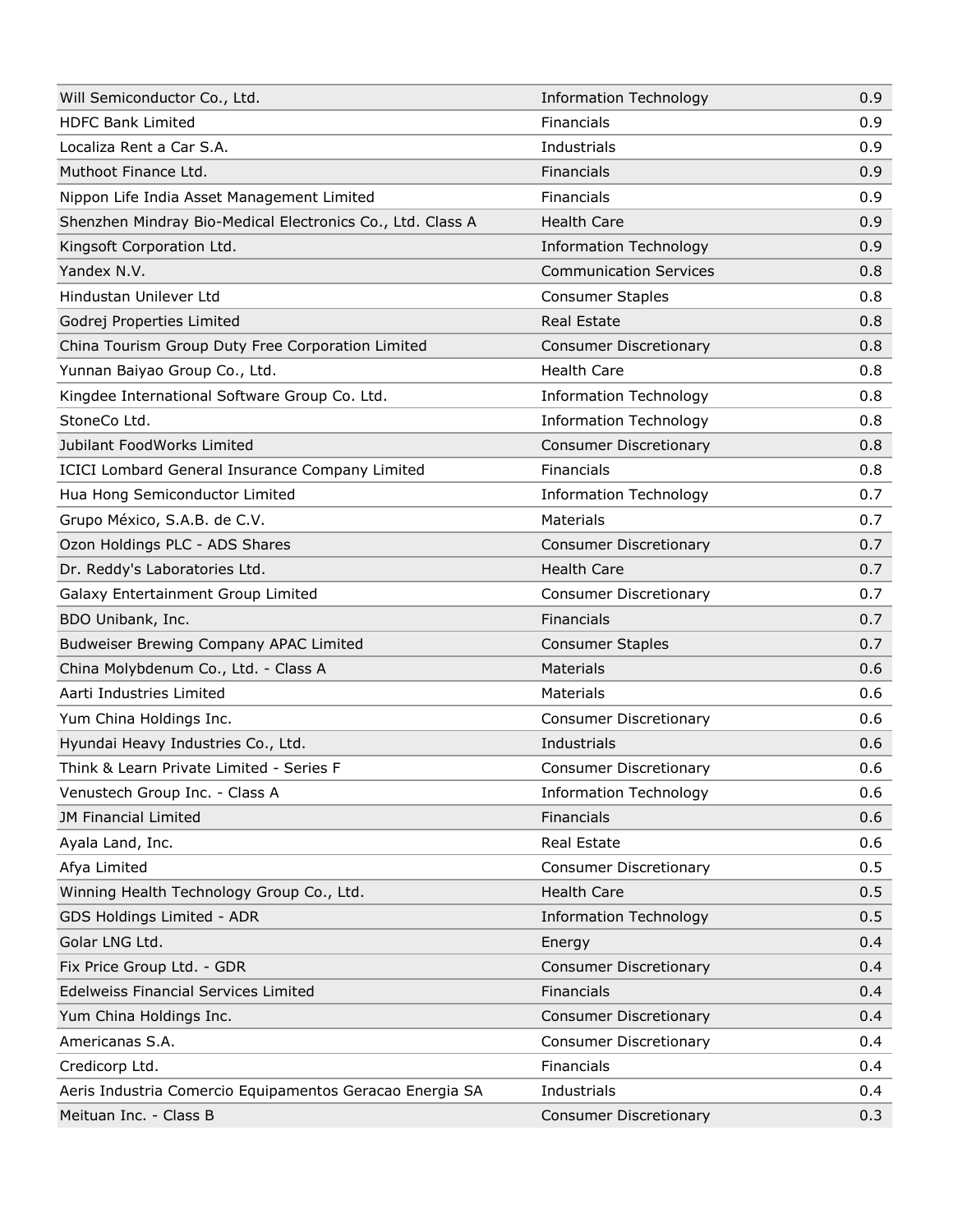| | | |
|---|---|---|
| Will Semiconductor Co., Ltd. | Information Technology | 0.9 |
| HDFC Bank Limited | Financials | 0.9 |
| Localiza Rent a Car S.A. | Industrials | 0.9 |
| Muthoot Finance Ltd. | Financials | 0.9 |
| Nippon Life India Asset Management Limited | Financials | 0.9 |
| Shenzhen Mindray Bio-Medical Electronics Co., Ltd. Class A | Health Care | 0.9 |
| Kingsoft Corporation Ltd. | Information Technology | 0.9 |
| Yandex N.V. | Communication Services | 0.8 |
| Hindustan Unilever Ltd | Consumer Staples | 0.8 |
| Godrej Properties Limited | Real Estate | 0.8 |
| China Tourism Group Duty Free Corporation Limited | Consumer Discretionary | 0.8 |
| Yunnan Baiyao Group Co., Ltd. | Health Care | 0.8 |
| Kingdee International Software Group Co. Ltd. | Information Technology | 0.8 |
| StoneCo Ltd. | Information Technology | 0.8 |
| Jubilant FoodWorks Limited | Consumer Discretionary | 0.8 |
| ICICI Lombard General Insurance Company Limited | Financials | 0.8 |
| Hua Hong Semiconductor Limited | Information Technology | 0.7 |
| Grupo México, S.A.B. de C.V. | Materials | 0.7 |
| Ozon Holdings PLC - ADS Shares | Consumer Discretionary | 0.7 |
| Dr. Reddy's Laboratories Ltd. | Health Care | 0.7 |
| Galaxy Entertainment Group Limited | Consumer Discretionary | 0.7 |
| BDO Unibank, Inc. | Financials | 0.7 |
| Budweiser Brewing Company APAC Limited | Consumer Staples | 0.7 |
| China Molybdenum Co., Ltd. - Class A | Materials | 0.6 |
| Aarti Industries Limited | Materials | 0.6 |
| Yum China Holdings Inc. | Consumer Discretionary | 0.6 |
| Hyundai Heavy Industries Co., Ltd. | Industrials | 0.6 |
| Think & Learn Private Limited - Series F | Consumer Discretionary | 0.6 |
| Venustech Group Inc. - Class A | Information Technology | 0.6 |
| JM Financial Limited | Financials | 0.6 |
| Ayala Land, Inc. | Real Estate | 0.6 |
| Afya Limited | Consumer Discretionary | 0.5 |
| Winning Health Technology Group Co., Ltd. | Health Care | 0.5 |
| GDS Holdings Limited - ADR | Information Technology | 0.5 |
| Golar LNG Ltd. | Energy | 0.4 |
| Fix Price Group Ltd. - GDR | Consumer Discretionary | 0.4 |
| Edelweiss Financial Services Limited | Financials | 0.4 |
| Yum China Holdings Inc. | Consumer Discretionary | 0.4 |
| Americanas S.A. | Consumer Discretionary | 0.4 |
| Credicorp Ltd. | Financials | 0.4 |
| Aeris Industria Comercio Equipamentos Geracao Energia SA | Industrials | 0.4 |
| Meituan Inc. - Class B | Consumer Discretionary | 0.3 |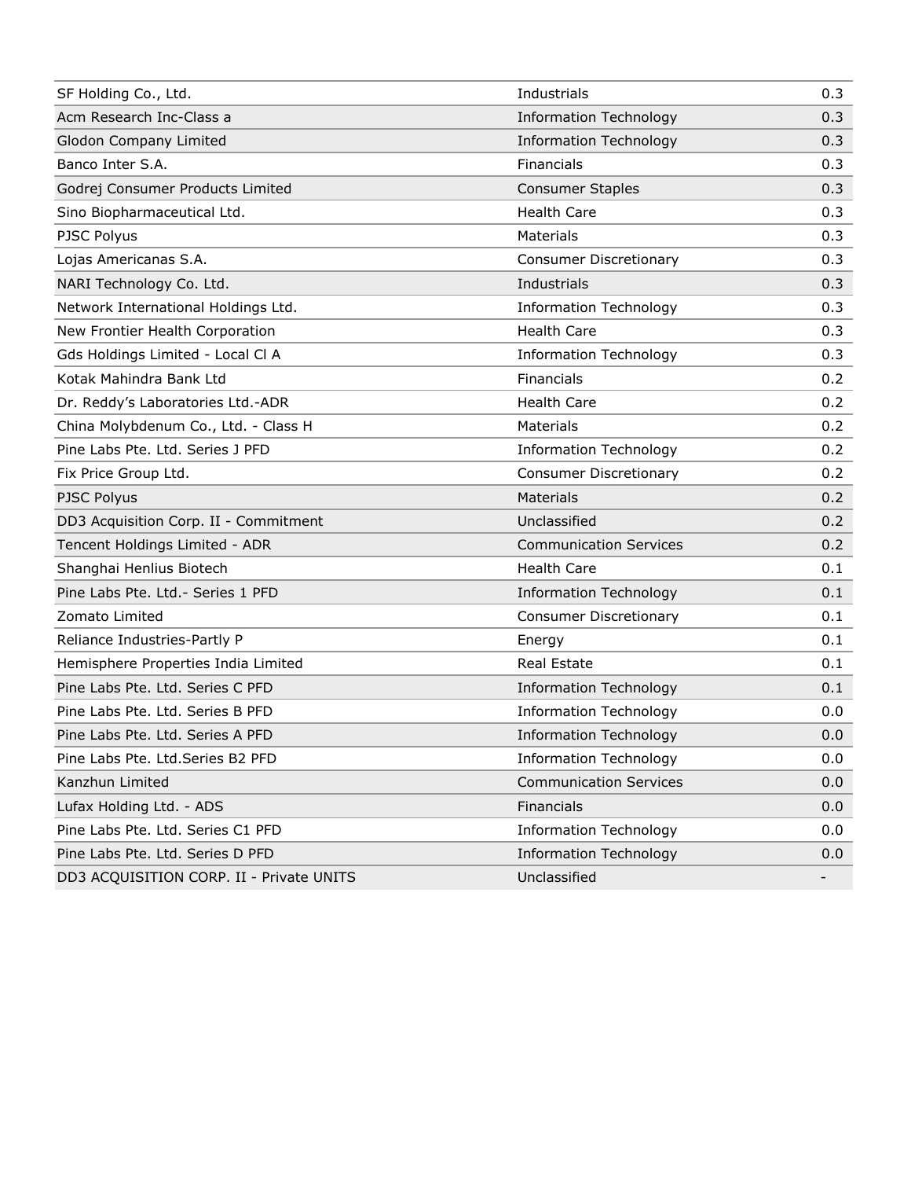| | | |
|---|---|---|
| SF Holding Co., Ltd. | Industrials | 0.3 |
| Acm Research Inc-Class a | Information Technology | 0.3 |
| Glodon Company Limited | Information Technology | 0.3 |
| Banco Inter S.A. | Financials | 0.3 |
| Godrej Consumer Products Limited | Consumer Staples | 0.3 |
| Sino Biopharmaceutical Ltd. | Health Care | 0.3 |
| PJSC Polyus | Materials | 0.3 |
| Lojas Americanas S.A. | Consumer Discretionary | 0.3 |
| NARI Technology Co. Ltd. | Industrials | 0.3 |
| Network International Holdings Ltd. | Information Technology | 0.3 |
| New Frontier Health Corporation | Health Care | 0.3 |
| Gds Holdings Limited - Local Cl A | Information Technology | 0.3 |
| Kotak Mahindra Bank Ltd | Financials | 0.2 |
| Dr. Reddy's Laboratories Ltd.-ADR | Health Care | 0.2 |
| China Molybdenum Co., Ltd. - Class H | Materials | 0.2 |
| Pine Labs Pte. Ltd. Series J PFD | Information Technology | 0.2 |
| Fix Price Group Ltd. | Consumer Discretionary | 0.2 |
| PJSC Polyus | Materials | 0.2 |
| DD3 Acquisition Corp. II - Commitment | Unclassified | 0.2 |
| Tencent Holdings Limited - ADR | Communication Services | 0.2 |
| Shanghai Henlius Biotech | Health Care | 0.1 |
| Pine Labs Pte. Ltd.- Series 1 PFD | Information Technology | 0.1 |
| Zomato Limited | Consumer Discretionary | 0.1 |
| Reliance Industries-Partly P | Energy | 0.1 |
| Hemisphere Properties India Limited | Real Estate | 0.1 |
| Pine Labs Pte. Ltd. Series C PFD | Information Technology | 0.1 |
| Pine Labs Pte. Ltd. Series B PFD | Information Technology | 0.0 |
| Pine Labs Pte. Ltd. Series A PFD | Information Technology | 0.0 |
| Pine Labs Pte. Ltd.Series B2 PFD | Information Technology | 0.0 |
| Kanzhun Limited | Communication Services | 0.0 |
| Lufax Holding Ltd. - ADS | Financials | 0.0 |
| Pine Labs Pte. Ltd. Series C1 PFD | Information Technology | 0.0 |
| Pine Labs Pte. Ltd. Series D PFD | Information Technology | 0.0 |
| DD3 ACQUISITION CORP. II - Private UNITS | Unclassified | - |